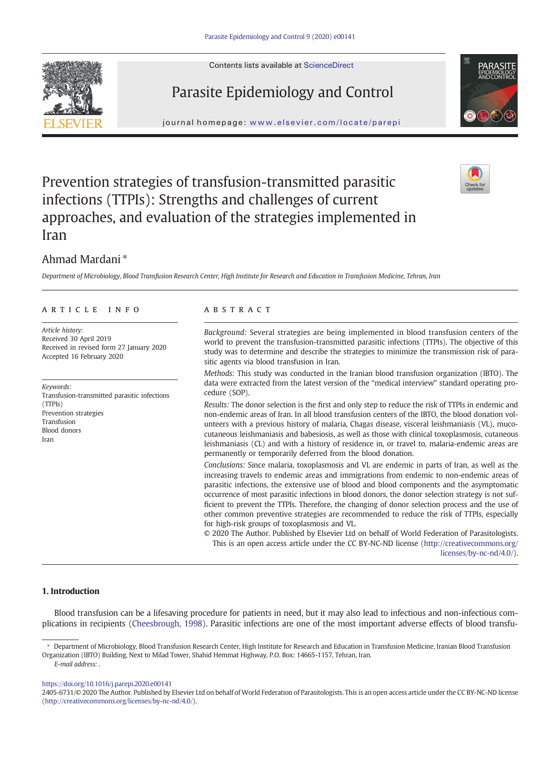# Prevention strategies of transfusion-transmitted parasitic infections (TTPIs): Strengths and challenges of current approaches, and evaluation of the strategies implemented in Iran

Ahmad Mardani *

*Department of Microbiology, Blood Transfusion Research Center, High Institute for Research and Education in Transfusion Medicine, Tehran, Iran*

## ARTICLE INFO

*Article history:*
Received 30 April 2019
Received in revised form 27 January 2020
Accepted 16 February 2020

*Keywords:*
Transfusion-transmitted parasitic infections (TTPIs)
Prevention strategies
Transfusion
Blood donors
Iran

## ABSTRACT

*Background:* Several strategies are being implemented in blood transfusion centers of the world to prevent the transfusion-transmitted parasitic infections (TTPIs). The objective of this study was to determine and describe the strategies to minimize the transmission risk of parasitic agents via blood transfusion in Iran.

*Methods:* This study was conducted in the Iranian blood transfusion organization (IBTO). The data were extracted from the latest version of the "medical interview" standard operating procedure (SOP).

*Results:* The donor selection is the first and only step to reduce the risk of TTPIs in endemic and non-endemic areas of Iran. In all blood transfusion centers of the IBTO, the blood donation volunteers with a previous history of malaria, Chagas disease, visceral leishmaniasis (VL), mucocutaneous leishmaniasis and babesiosis, as well as those with clinical toxoplasmosis, cutaneous leishmaniasis (CL) and with a history of residence in, or travel to, malaria-endemic areas are permanently or temporarily deferred from the blood donation.

*Conclusions:* Since malaria, toxoplasmosis and VL are endemic in parts of Iran, as well as the increasing travels to endemic areas and immigrations from endemic to non-endemic areas of parasitic infections, the extensive use of blood and blood components and the asymptomatic occurrence of most parasitic infections in blood donors, the donor selection strategy is not sufficient to prevent the TTPIs. Therefore, the changing of donor selection process and the use of other common preventive strategies are recommended to reduce the risk of TTPIs, especially for high-risk groups of toxoplasmosis and VL.

© 2020 The Author. Published by Elsevier Ltd on behalf of World Federation of Parasitologists. This is an open access article under the CC BY-NC-ND license (http://creativecommons.org/licenses/by-nc-nd/4.0/).

## 1. Introduction

Blood transfusion can be a lifesaving procedure for patients in need, but it may also lead to infectious and non-infectious complications in recipients (Cheesbrough, 1998). Parasitic infections are one of the most important adverse effects of blood transfu-

---

* Department of Microbiology, Blood Transfusion Research Center, High Institute for Research and Education in Transfusion Medicine, Iranian Blood Transfusion Organization (IBTO) Building, Next to Milad Tower, Shahid Hemmat Highway, P.O. Box: 14665-1157, Tehran, Iran.
*E-mail address:* .

https://doi.org/10.1016/j.parepi.2020.e00141
2405-6731/© 2020 The Author. Published by Elsevier Ltd on behalf of World Federation of Parasitologists. This is an open access article under the CC BY-NC-ND license (http://creativecommons.org/licenses/by-nc-nd/4.0/).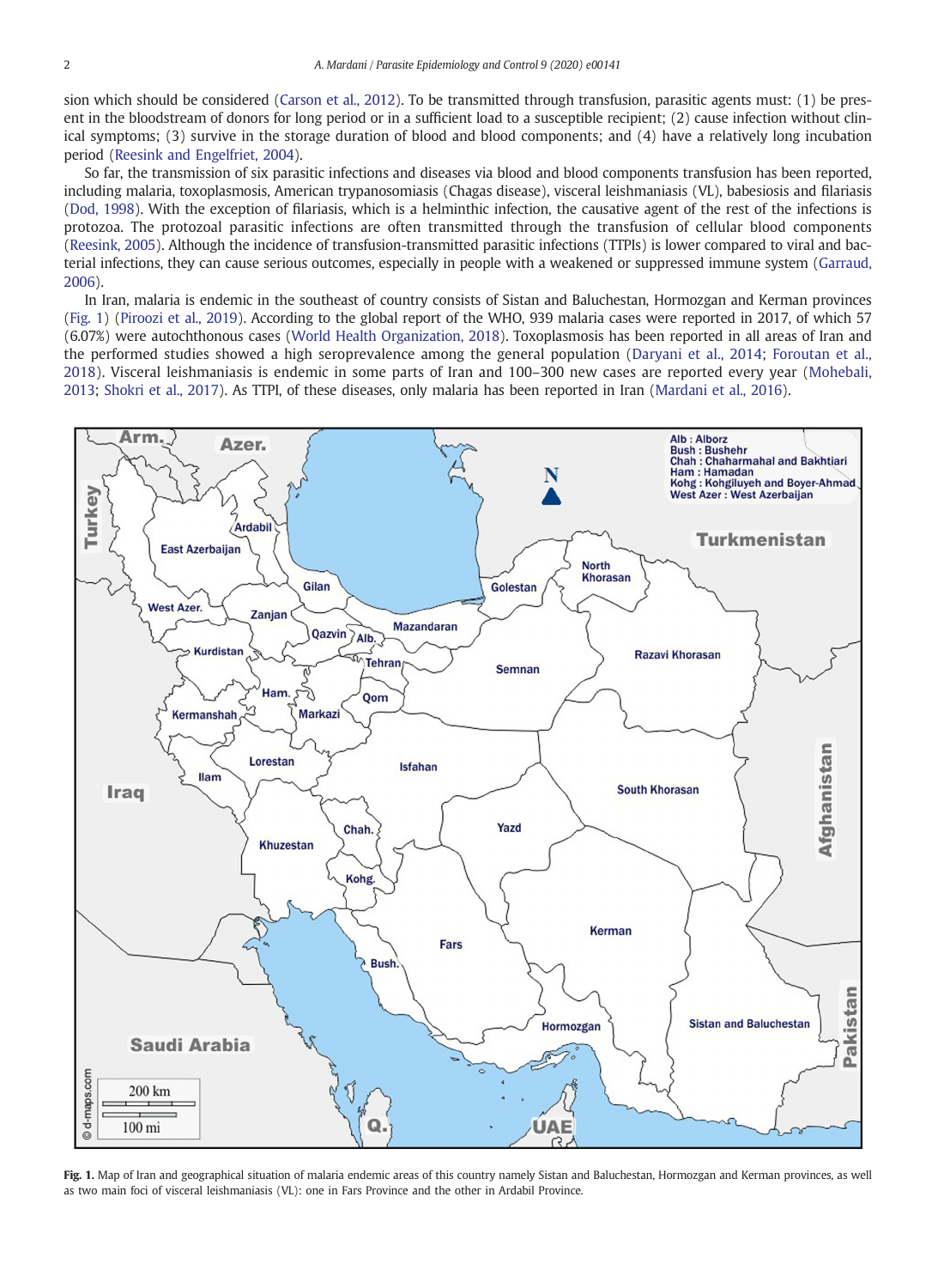sion which should be considered (Carson et al., 2012). To be transmitted through transfusion, parasitic agents must: (1) be present in the bloodstream of donors for long period or in a sufficient load to a susceptible recipient; (2) cause infection without clinical symptoms; (3) survive in the storage duration of blood and blood components; and (4) have a relatively long incubation period (Reesink and Engelfriet, 2004).

So far, the transmission of six parasitic infections and diseases via blood and blood components transfusion has been reported, including malaria, toxoplasmosis, American trypanosomiasis (Chagas disease), visceral leishmaniasis (VL), babesiosis and filariasis (Dod, 1998). With the exception of filariasis, which is a helminthic infection, the causative agent of the rest of the infections is protozoa. The protozoal parasitic infections are often transmitted through the transfusion of cellular blood components (Reesink, 2005). Although the incidence of transfusion-transmitted parasitic infections (TTPIs) is lower compared to viral and bacterial infections, they can cause serious outcomes, especially in people with a weakened or suppressed immune system (Garraud, 2006).

In Iran, malaria is endemic in the southeast of country consists of Sistan and Baluchestan, Hormozgan and Kerman provinces (Fig. 1) (Piroozi et al., 2019). According to the global report of the WHO, 939 malaria cases were reported in 2017, of which 57 (6.07%) were autochthonous cases (World Health Organization, 2018). Toxoplasmosis has been reported in all areas of Iran and the performed studies showed a high seroprevalence among the general population (Daryani et al., 2014; Foroutan et al., 2018). Visceral leishmaniasis is endemic in some parts of Iran and 100–300 new cases are reported every year (Mohebali, 2013; Shokri et al., 2017). As TTPI, of these diseases, only malaria has been reported in Iran (Mardani et al., 2016).

**Fig. 1.** Map of Iran and geographical situation of malaria endemic areas of this country namely Sistan and Baluchestan, Hormozgan and Kerman provinces, as well as two main foci of visceral leishmaniasis (VL): one in Fars Province and the other in Ardabil Province.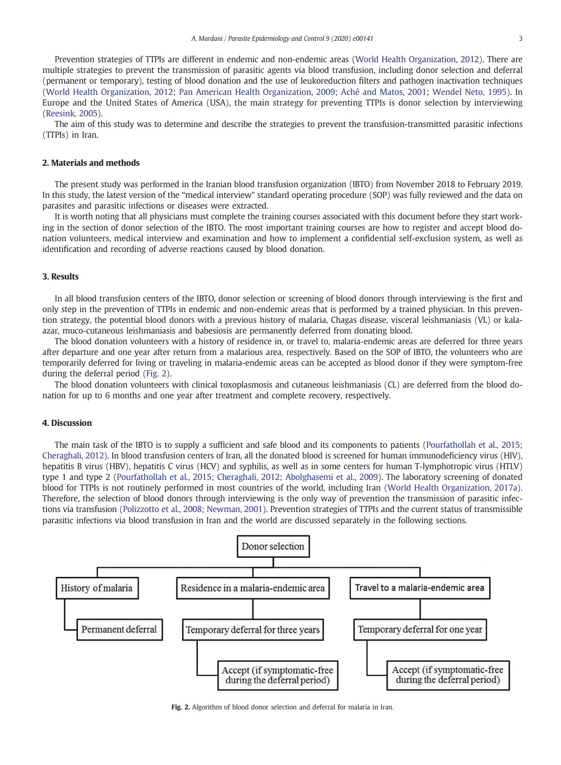Prevention strategies of TTPIs are different in endemic and non-endemic areas (World Health Organization, 2012). There are multiple strategies to prevent the transmission of parasitic agents via blood transfusion, including donor selection and deferral (permanent or temporary), testing of blood donation and the use of leukoreduction filters and pathogen inactivation techniques (World Health Organization, 2012; Pan American Health Organization, 2009; Aché and Matos, 2001; Wendel Neto, 1995). In Europe and the United States of America (USA), the main strategy for preventing TTPIs is donor selection by interviewing (Reesink, 2005).

The aim of this study was to determine and describe the strategies to prevent the transfusion-transmitted parasitic infections (TTPIs) in Iran.

## 2. Materials and methods

The present study was performed in the Iranian blood transfusion organization (IBTO) from November 2018 to February 2019. In this study, the latest version of the "medical interview" standard operating procedure (SOP) was fully reviewed and the data on parasites and parasitic infections or diseases were extracted.

It is worth noting that all physicians must complete the training courses associated with this document before they start working in the section of donor selection of the IBTO. The most important training courses are how to register and accept blood donation volunteers, medical interview and examination and how to implement a confidential self-exclusion system, as well as identification and recording of adverse reactions caused by blood donation.

## 3. Results

In all blood transfusion centers of the IBTO, donor selection or screening of blood donors through interviewing is the first and only step in the prevention of TTPIs in endemic and non-endemic areas that is performed by a trained physician. In this prevention strategy, the potential blood donors with a previous history of malaria, Chagas disease, visceral leishmaniasis (VL) or kala-azar, muco-cutaneous leishmaniasis and babesiosis are permanently deferred from donating blood.

The blood donation volunteers with a history of residence in, or travel to, malaria-endemic areas are deferred for three years after departure and one year after return from a malarious area, respectively. Based on the SOP of IBTO, the volunteers who are temporarily deferred for living or traveling in malaria-endemic areas can be accepted as blood donor if they were symptom-free during the deferral period (Fig. 2).

The blood donation volunteers with clinical toxoplasmosis and cutaneous leishmaniasis (CL) are deferred from the blood donation for up to 6 months and one year after treatment and complete recovery, respectively.

## 4. Discussion

The main task of the IBTO is to supply a sufficient and safe blood and its components to patients (Pourfathollah et al., 2015; Cheraghali, 2012). In blood transfusion centers of Iran, all the donated blood is screened for human immunodeficiency virus (HIV), hepatitis B virus (HBV), hepatitis C virus (HCV) and syphilis, as well as in some centers for human T-lymphotropic virus (HTLV) type 1 and type 2 (Pourfathollah et al., 2015; Cheraghali, 2012; Abolghasemi et al., 2009). The laboratory screening of donated blood for TTPIs is not routinely performed in most countries of the world, including Iran (World Health Organization, 2017a). Therefore, the selection of blood donors through interviewing is the only way of prevention the transmission of parasitic infections via transfusion (Polizzotto et al., 2008; Newman, 2001). Prevention strategies of TTPIs and the current status of transmissible parasitic infections via blood transfusion in Iran and the world are discussed separately in the following sections.

- Donor selection
  - History of malaria
    - Permanent deferral
  - Residence in a malaria-endemic area
    - Temporary deferral for three years
      - Accept (if symptomatic-free during the deferral period)
  - Travel to a malaria-endemic area
    - Temporary deferral for one year
      - Accept (if symptomatic-free during the deferral period)

**Fig. 2.** Algorithm of blood donor selection and deferral for malaria in Iran.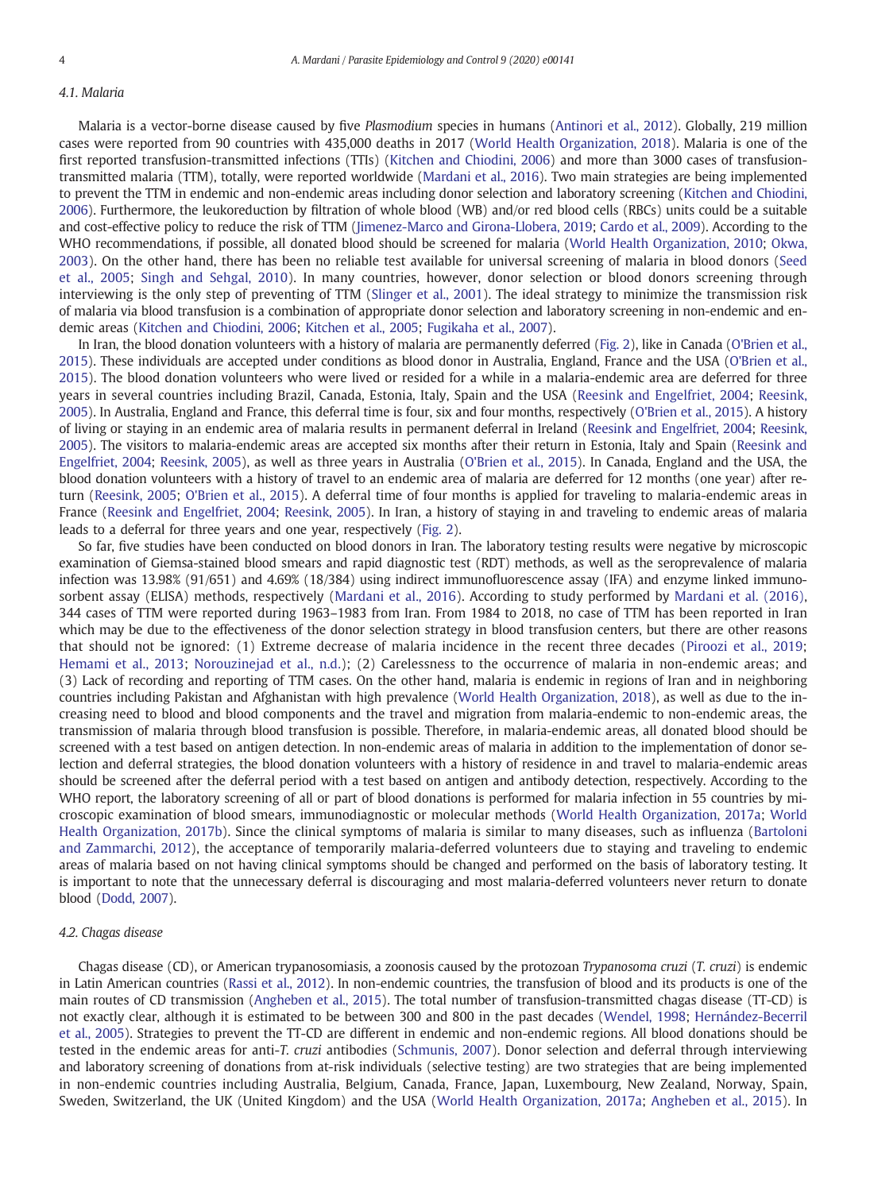### 4.1. Malaria

Malaria is a vector-borne disease caused by five *Plasmodium* species in humans (Antinori et al., 2012). Globally, 219 million cases were reported from 90 countries with 435,000 deaths in 2017 (World Health Organization, 2018). Malaria is one of the first reported transfusion-transmitted infections (TTIs) (Kitchen and Chiodini, 2006) and more than 3000 cases of transfusion-transmitted malaria (TTM), totally, were reported worldwide (Mardani et al., 2016). Two main strategies are being implemented to prevent the TTM in endemic and non-endemic areas including donor selection and laboratory screening (Kitchen and Chiodini, 2006). Furthermore, the leukoreduction by filtration of whole blood (WB) and/or red blood cells (RBCs) units could be a suitable and cost-effective policy to reduce the risk of TTM (Jimenez-Marco and Girona-Llobera, 2019; Cardo et al., 2009). According to the WHO recommendations, if possible, all donated blood should be screened for malaria (World Health Organization, 2010; Okwa, 2003). On the other hand, there has been no reliable test available for universal screening of malaria in blood donors (Seed et al., 2005; Singh and Sehgal, 2010). In many countries, however, donor selection or blood donors screening through interviewing is the only step of preventing of TTM (Slinger et al., 2001). The ideal strategy to minimize the transmission risk of malaria via blood transfusion is a combination of appropriate donor selection and laboratory screening in non-endemic and endemic areas (Kitchen and Chiodini, 2006; Kitchen et al., 2005; Fugikaha et al., 2007).

In Iran, the blood donation volunteers with a history of malaria are permanently deferred (Fig. 2), like in Canada (O'Brien et al., 2015). These individuals are accepted under conditions as blood donor in Australia, England, France and the USA (O'Brien et al., 2015). The blood donation volunteers who were lived or resided for a while in a malaria-endemic area are deferred for three years in several countries including Brazil, Canada, Estonia, Italy, Spain and the USA (Reesink and Engelfriet, 2004; Reesink, 2005). In Australia, England and France, this deferral time is four, six and four months, respectively (O'Brien et al., 2015). A history of living or staying in an endemic area of malaria results in permanent deferral in Ireland (Reesink and Engelfriet, 2004; Reesink, 2005). The visitors to malaria-endemic areas are accepted six months after their return in Estonia, Italy and Spain (Reesink and Engelfriet, 2004; Reesink, 2005), as well as three years in Australia (O'Brien et al., 2015). In Canada, England and the USA, the blood donation volunteers with a history of travel to an endemic area of malaria are deferred for 12 months (one year) after return (Reesink, 2005; O'Brien et al., 2015). A deferral time of four months is applied for traveling to malaria-endemic areas in France (Reesink and Engelfriet, 2004; Reesink, 2005). In Iran, a history of staying in and traveling to endemic areas of malaria leads to a deferral for three years and one year, respectively (Fig. 2).

So far, five studies have been conducted on blood donors in Iran. The laboratory testing results were negative by microscopic examination of Giemsa-stained blood smears and rapid diagnostic test (RDT) methods, as well as the seroprevalence of malaria infection was 13.98% (91/651) and 4.69% (18/384) using indirect immunofluorescence assay (IFA) and enzyme linked immunosorbent assay (ELISA) methods, respectively (Mardani et al., 2016). According to study performed by Mardani et al. (2016), 344 cases of TTM were reported during 1963–1983 from Iran. From 1984 to 2018, no case of TTM has been reported in Iran which may be due to the effectiveness of the donor selection strategy in blood transfusion centers, but there are other reasons that should not be ignored: (1) Extreme decrease of malaria incidence in the recent three decades (Piroozi et al., 2019; Hemami et al., 2013; Norouzinejad et al., n.d.); (2) Carelessness to the occurrence of malaria in non-endemic areas; and (3) Lack of recording and reporting of TTM cases. On the other hand, malaria is endemic in regions of Iran and in neighboring countries including Pakistan and Afghanistan with high prevalence (World Health Organization, 2018), as well as due to the increasing need to blood and blood components and the travel and migration from malaria-endemic to non-endemic areas, the transmission of malaria through blood transfusion is possible. Therefore, in malaria-endemic areas, all donated blood should be screened with a test based on antigen detection. In non-endemic areas of malaria in addition to the implementation of donor selection and deferral strategies, the blood donation volunteers with a history of residence in and travel to malaria-endemic areas should be screened after the deferral period with a test based on antigen and antibody detection, respectively. According to the WHO report, the laboratory screening of all or part of blood donations is performed for malaria infection in 55 countries by microscopic examination of blood smears, immunodiagnostic or molecular methods (World Health Organization, 2017a; World Health Organization, 2017b). Since the clinical symptoms of malaria is similar to many diseases, such as influenza (Bartoloni and Zammarchi, 2012), the acceptance of temporarily malaria-deferred volunteers due to staying and traveling to endemic areas of malaria based on not having clinical symptoms should be changed and performed on the basis of laboratory testing. It is important to note that the unnecessary deferral is discouraging and most malaria-deferred volunteers never return to donate blood (Dodd, 2007).

### 4.2. Chagas disease

Chagas disease (CD), or American trypanosomiasis, a zoonosis caused by the protozoan *Trypanosoma cruzi* (*T. cruzi*) is endemic in Latin American countries (Rassi et al., 2012). In non-endemic countries, the transfusion of blood and its products is one of the main routes of CD transmission (Angheben et al., 2015). The total number of transfusion-transmitted chagas disease (TT-CD) is not exactly clear, although it is estimated to be between 300 and 800 in the past decades (Wendel, 1998; Hernández-Becerril et al., 2005). Strategies to prevent the TT-CD are different in endemic and non-endemic regions. All blood donations should be tested in the endemic areas for anti-*T. cruzi* antibodies (Schmunis, 2007). Donor selection and deferral through interviewing and laboratory screening of donations from at-risk individuals (selective testing) are two strategies that are being implemented in non-endemic countries including Australia, Belgium, Canada, France, Japan, Luxembourg, New Zealand, Norway, Spain, Sweden, Switzerland, the UK (United Kingdom) and the USA (World Health Organization, 2017a; Angheben et al., 2015). In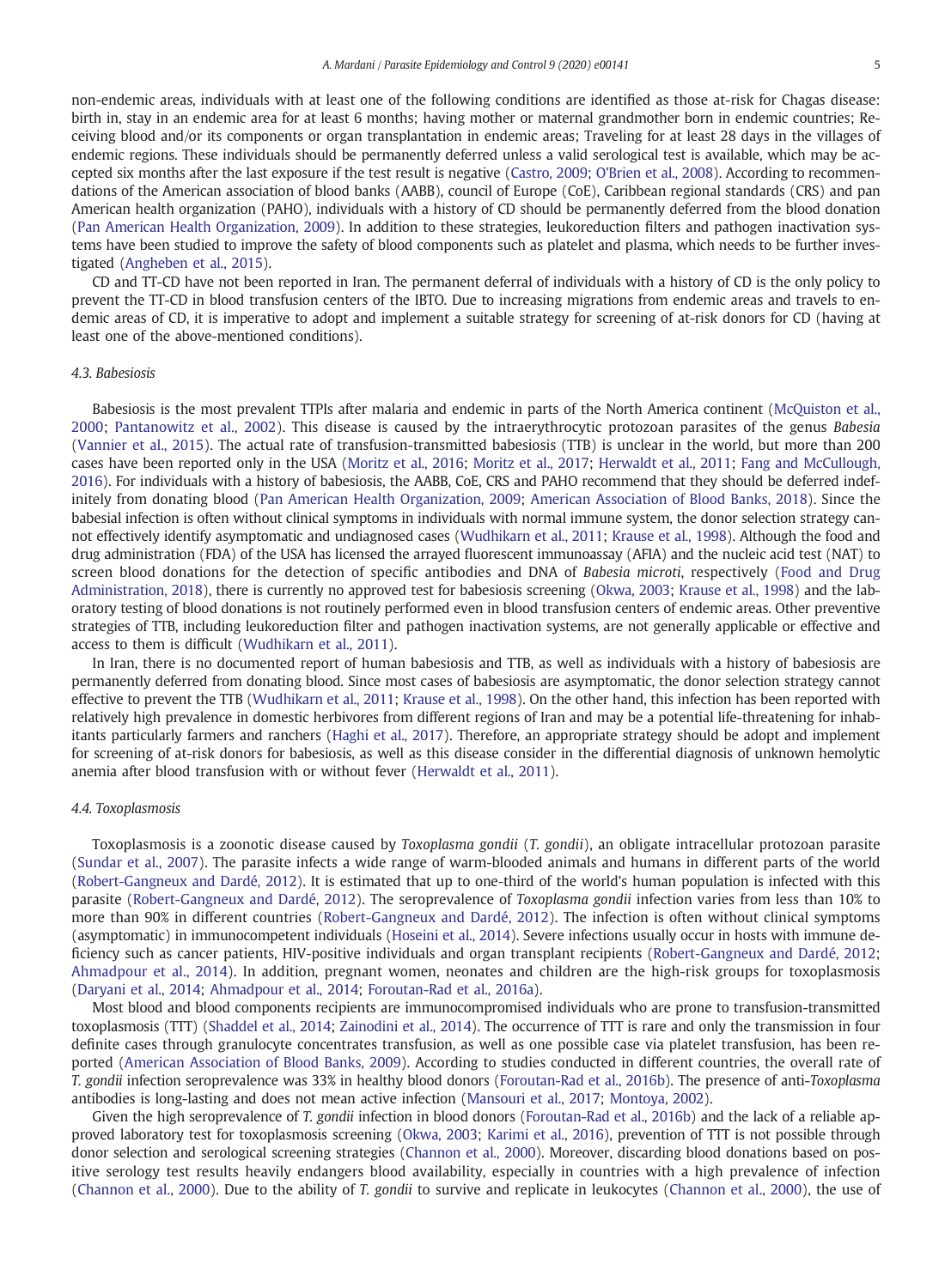non-endemic areas, individuals with at least one of the following conditions are identified as those at-risk for Chagas disease: birth in, stay in an endemic area for at least 6 months; having mother or maternal grandmother born in endemic countries; Receiving blood and/or its components or organ transplantation in endemic areas; Traveling for at least 28 days in the villages of endemic regions. These individuals should be permanently deferred unless a valid serological test is available, which may be accepted six months after the last exposure if the test result is negative (Castro, 2009; O'Brien et al., 2008). According to recommendations of the American association of blood banks (AABB), council of Europe (CoE), Caribbean regional standards (CRS) and pan American health organization (PAHO), individuals with a history of CD should be permanently deferred from the blood donation (Pan American Health Organization, 2009). In addition to these strategies, leukoreduction filters and pathogen inactivation systems have been studied to improve the safety of blood components such as platelet and plasma, which needs to be further investigated (Angheben et al., 2015).

CD and TT-CD have not been reported in Iran. The permanent deferral of individuals with a history of CD is the only policy to prevent the TT-CD in blood transfusion centers of the IBTO. Due to increasing migrations from endemic areas and travels to endemic areas of CD, it is imperative to adopt and implement a suitable strategy for screening of at-risk donors for CD (having at least one of the above-mentioned conditions).

### 4.3. Babesiosis

Babesiosis is the most prevalent TTPIs after malaria and endemic in parts of the North America continent (McQuiston et al., 2000; Pantanowitz et al., 2002). This disease is caused by the intraerythrocytic protozoan parasites of the genus *Babesia* (Vannier et al., 2015). The actual rate of transfusion-transmitted babesiosis (TTB) is unclear in the world, but more than 200 cases have been reported only in the USA (Moritz et al., 2016; Moritz et al., 2017; Herwaldt et al., 2011; Fang and McCullough, 2016). For individuals with a history of babesiosis, the AABB, CoE, CRS and PAHO recommend that they should be deferred indefinitely from donating blood (Pan American Health Organization, 2009; American Association of Blood Banks, 2018). Since the babesial infection is often without clinical symptoms in individuals with normal immune system, the donor selection strategy cannot effectively identify asymptomatic and undiagnosed cases (Wudhikarn et al., 2011; Krause et al., 1998). Although the food and drug administration (FDA) of the USA has licensed the arrayed fluorescent immunoassay (AFIA) and the nucleic acid test (NAT) to screen blood donations for the detection of specific antibodies and DNA of *Babesia microti*, respectively (Food and Drug Administration, 2018), there is currently no approved test for babesiosis screening (Okwa, 2003; Krause et al., 1998) and the laboratory testing of blood donations is not routinely performed even in blood transfusion centers of endemic areas. Other preventive strategies of TTB, including leukoreduction filter and pathogen inactivation systems, are not generally applicable or effective and access to them is difficult (Wudhikarn et al., 2011).

In Iran, there is no documented report of human babesiosis and TTB, as well as individuals with a history of babesiosis are permanently deferred from donating blood. Since most cases of babesiosis are asymptomatic, the donor selection strategy cannot effective to prevent the TTB (Wudhikarn et al., 2011; Krause et al., 1998). On the other hand, this infection has been reported with relatively high prevalence in domestic herbivores from different regions of Iran and may be a potential life-threatening for inhabitants particularly farmers and ranchers (Haghi et al., 2017). Therefore, an appropriate strategy should be adopt and implement for screening of at-risk donors for babesiosis, as well as this disease consider in the differential diagnosis of unknown hemolytic anemia after blood transfusion with or without fever (Herwaldt et al., 2011).

### 4.4. Toxoplasmosis

Toxoplasmosis is a zoonotic disease caused by *Toxoplasma gondii* (*T. gondii*), an obligate intracellular protozoan parasite (Sundar et al., 2007). The parasite infects a wide range of warm-blooded animals and humans in different parts of the world (Robert-Gangneux and Dardé, 2012). It is estimated that up to one-third of the world's human population is infected with this parasite (Robert-Gangneux and Dardé, 2012). The seroprevalence of *Toxoplasma gondii* infection varies from less than 10% to more than 90% in different countries (Robert-Gangneux and Dardé, 2012). The infection is often without clinical symptoms (asymptomatic) in immunocompetent individuals (Hoseini et al., 2014). Severe infections usually occur in hosts with immune deficiency such as cancer patients, HIV-positive individuals and organ transplant recipients (Robert-Gangneux and Dardé, 2012; Ahmadpour et al., 2014). In addition, pregnant women, neonates and children are the high-risk groups for toxoplasmosis (Daryani et al., 2014; Ahmadpour et al., 2014; Foroutan-Rad et al., 2016a).

Most blood and blood components recipients are immunocompromised individuals who are prone to transfusion-transmitted toxoplasmosis (TTT) (Shaddel et al., 2014; Zainodini et al., 2014). The occurrence of TTT is rare and only the transmission in four definite cases through granulocyte concentrates transfusion, as well as one possible case via platelet transfusion, has been reported (American Association of Blood Banks, 2009). According to studies conducted in different countries, the overall rate of *T. gondii* infection seroprevalence was 33% in healthy blood donors (Foroutan-Rad et al., 2016b). The presence of anti-*Toxoplasma* antibodies is long-lasting and does not mean active infection (Mansouri et al., 2017; Montoya, 2002).

Given the high seroprevalence of *T. gondii* infection in blood donors (Foroutan-Rad et al., 2016b) and the lack of a reliable approved laboratory test for toxoplasmosis screening (Okwa, 2003; Karimi et al., 2016), prevention of TTT is not possible through donor selection and serological screening strategies (Channon et al., 2000). Moreover, discarding blood donations based on positive serology test results heavily endangers blood availability, especially in countries with a high prevalence of infection (Channon et al., 2000). Due to the ability of *T. gondii* to survive and replicate in leukocytes (Channon et al., 2000), the use of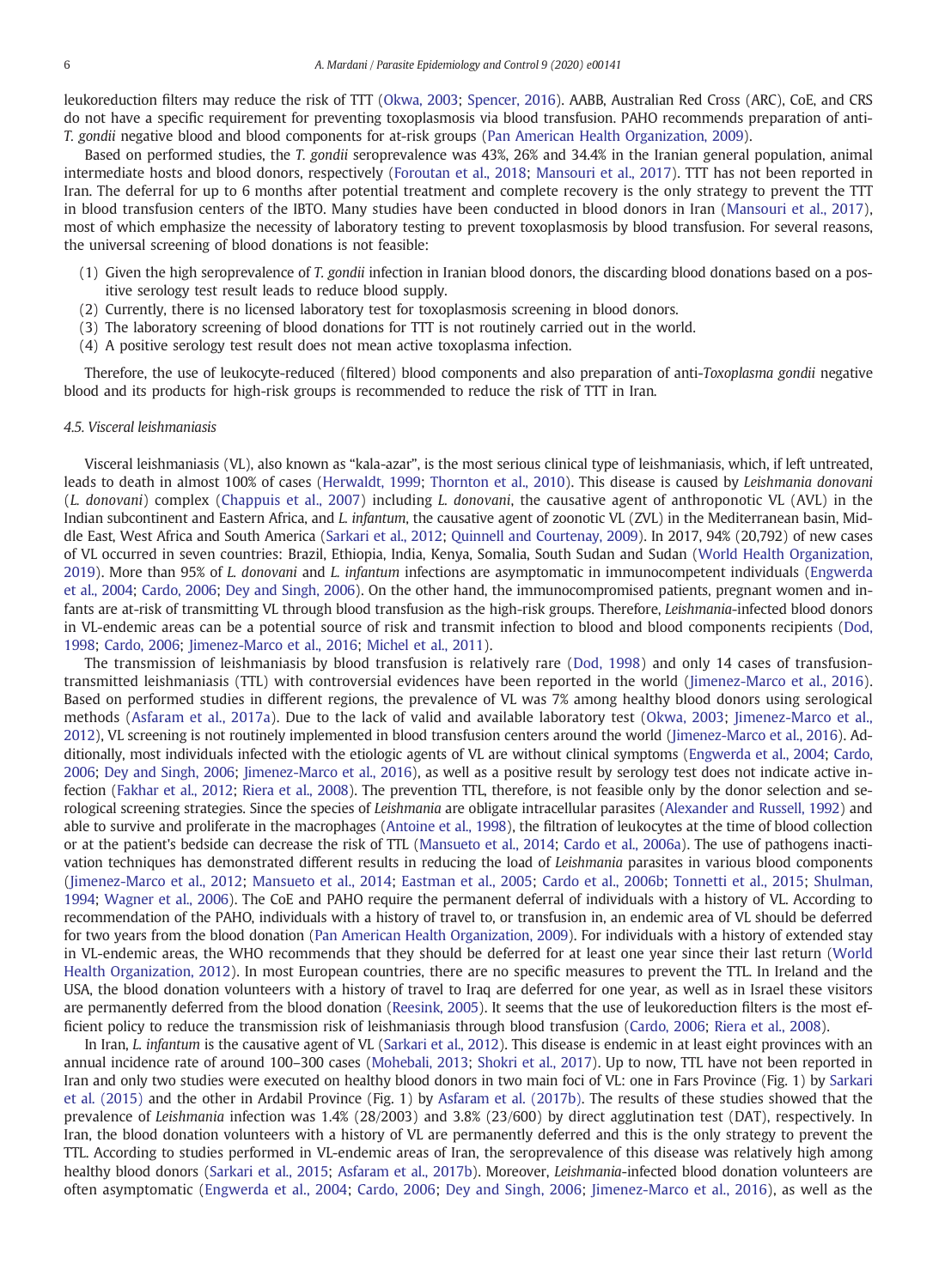leukoreduction filters may reduce the risk of TTT (Okwa, 2003; Spencer, 2016). AABB, Australian Red Cross (ARC), CoE, and CRS do not have a specific requirement for preventing toxoplasmosis via blood transfusion. PAHO recommends preparation of anti-*T. gondii* negative blood and blood components for at-risk groups (Pan American Health Organization, 2009).

Based on performed studies, the *T. gondii* seroprevalence was 43%, 26% and 34.4% in the Iranian general population, animal intermediate hosts and blood donors, respectively (Foroutan et al., 2018; Mansouri et al., 2017). TTT has not been reported in Iran. The deferral for up to 6 months after potential treatment and complete recovery is the only strategy to prevent the TTT in blood transfusion centers of the IBTO. Many studies have been conducted in blood donors in Iran (Mansouri et al., 2017), most of which emphasize the necessity of laboratory testing to prevent toxoplasmosis by blood transfusion. For several reasons, the universal screening of blood donations is not feasible:

(1) Given the high seroprevalence of *T. gondii* infection in Iranian blood donors, the discarding blood donations based on a positive serology test result leads to reduce blood supply.
(2) Currently, there is no licensed laboratory test for toxoplasmosis screening in blood donors.
(3) The laboratory screening of blood donations for TTT is not routinely carried out in the world.
(4) A positive serology test result does not mean active toxoplasma infection.

Therefore, the use of leukocyte-reduced (filtered) blood components and also preparation of anti-*Toxoplasma gondii* negative blood and its products for high-risk groups is recommended to reduce the risk of TTT in Iran.

### 4.5. Visceral leishmaniasis

Visceral leishmaniasis (VL), also known as "kala-azar", is the most serious clinical type of leishmaniasis, which, if left untreated, leads to death in almost 100% of cases (Herwaldt, 1999; Thornton et al., 2010). This disease is caused by *Leishmania donovani* (*L. donovani*) complex (Chappuis et al., 2007) including *L. donovani*, the causative agent of anthroponotic VL (AVL) in the Indian subcontinent and Eastern Africa, and *L. infantum*, the causative agent of zoonotic VL (ZVL) in the Mediterranean basin, Middle East, West Africa and South America (Sarkari et al., 2012; Quinnell and Courtenay, 2009). In 2017, 94% (20,792) of new cases of VL occurred in seven countries: Brazil, Ethiopia, India, Kenya, Somalia, South Sudan and Sudan (World Health Organization, 2019). More than 95% of *L. donovani* and *L. infantum* infections are asymptomatic in immunocompetent individuals (Engwerda et al., 2004; Cardo, 2006; Dey and Singh, 2006). On the other hand, the immunocompromised patients, pregnant women and infants are at-risk of transmitting VL through blood transfusion as the high-risk groups. Therefore, *Leishmania*-infected blood donors in VL-endemic areas can be a potential source of risk and transmit infection to blood and blood components recipients (Dod, 1998; Cardo, 2006; Jimenez-Marco et al., 2016; Michel et al., 2011).

The transmission of leishmaniasis by blood transfusion is relatively rare (Dod, 1998) and only 14 cases of transfusion-transmitted leishmaniasis (TTL) with controversial evidences have been reported in the world (Jimenez-Marco et al., 2016). Based on performed studies in different regions, the prevalence of VL was 7% among healthy blood donors using serological methods (Asfaram et al., 2017a). Due to the lack of valid and available laboratory test (Okwa, 2003; Jimenez-Marco et al., 2012), VL screening is not routinely implemented in blood transfusion centers around the world (Jimenez-Marco et al., 2016). Additionally, most individuals infected with the etiologic agents of VL are without clinical symptoms (Engwerda et al., 2004; Cardo, 2006; Dey and Singh, 2006; Jimenez-Marco et al., 2016), as well as a positive result by serology test does not indicate active infection (Fakhar et al., 2012; Riera et al., 2008). The prevention TTL, therefore, is not feasible only by the donor selection and serological screening strategies. Since the species of *Leishmania* are obligate intracellular parasites (Alexander and Russell, 1992) and able to survive and proliferate in the macrophages (Antoine et al., 1998), the filtration of leukocytes at the time of blood collection or at the patient's bedside can decrease the risk of TTL (Mansueto et al., 2014; Cardo et al., 2006a). The use of pathogens inactivation techniques has demonstrated different results in reducing the load of *Leishmania* parasites in various blood components (Jimenez-Marco et al., 2012; Mansueto et al., 2014; Eastman et al., 2005; Cardo et al., 2006b; Tonnetti et al., 2015; Shulman, 1994; Wagner et al., 2006). The CoE and PAHO require the permanent deferral of individuals with a history of VL. According to recommendation of the PAHO, individuals with a history of travel to, or transfusion in, an endemic area of VL should be deferred for two years from the blood donation (Pan American Health Organization, 2009). For individuals with a history of extended stay in VL-endemic areas, the WHO recommends that they should be deferred for at least one year since their last return (World Health Organization, 2012). In most European countries, there are no specific measures to prevent the TTL. In Ireland and the USA, the blood donation volunteers with a history of travel to Iraq are deferred for one year, as well as in Israel these visitors are permanently deferred from the blood donation (Reesink, 2005). It seems that the use of leukoreduction filters is the most efficient policy to reduce the transmission risk of leishmaniasis through blood transfusion (Cardo, 2006; Riera et al., 2008).

In Iran, *L. infantum* is the causative agent of VL (Sarkari et al., 2012). This disease is endemic in at least eight provinces with an annual incidence rate of around 100–300 cases (Mohebali, 2013; Shokri et al., 2017). Up to now, TTL have not been reported in Iran and only two studies were executed on healthy blood donors in two main foci of VL: one in Fars Province (Fig. 1) by Sarkari et al. (2015) and the other in Ardabil Province (Fig. 1) by Asfaram et al. (2017b). The results of these studies showed that the prevalence of *Leishmania* infection was 1.4% (28/2003) and 3.8% (23/600) by direct agglutination test (DAT), respectively. In Iran, the blood donation volunteers with a history of VL are permanently deferred and this is the only strategy to prevent the TTL. According to studies performed in VL-endemic areas of Iran, the seroprevalence of this disease was relatively high among healthy blood donors (Sarkari et al., 2015; Asfaram et al., 2017b). Moreover, *Leishmania*-infected blood donation volunteers are often asymptomatic (Engwerda et al., 2004; Cardo, 2006; Dey and Singh, 2006; Jimenez-Marco et al., 2016), as well as the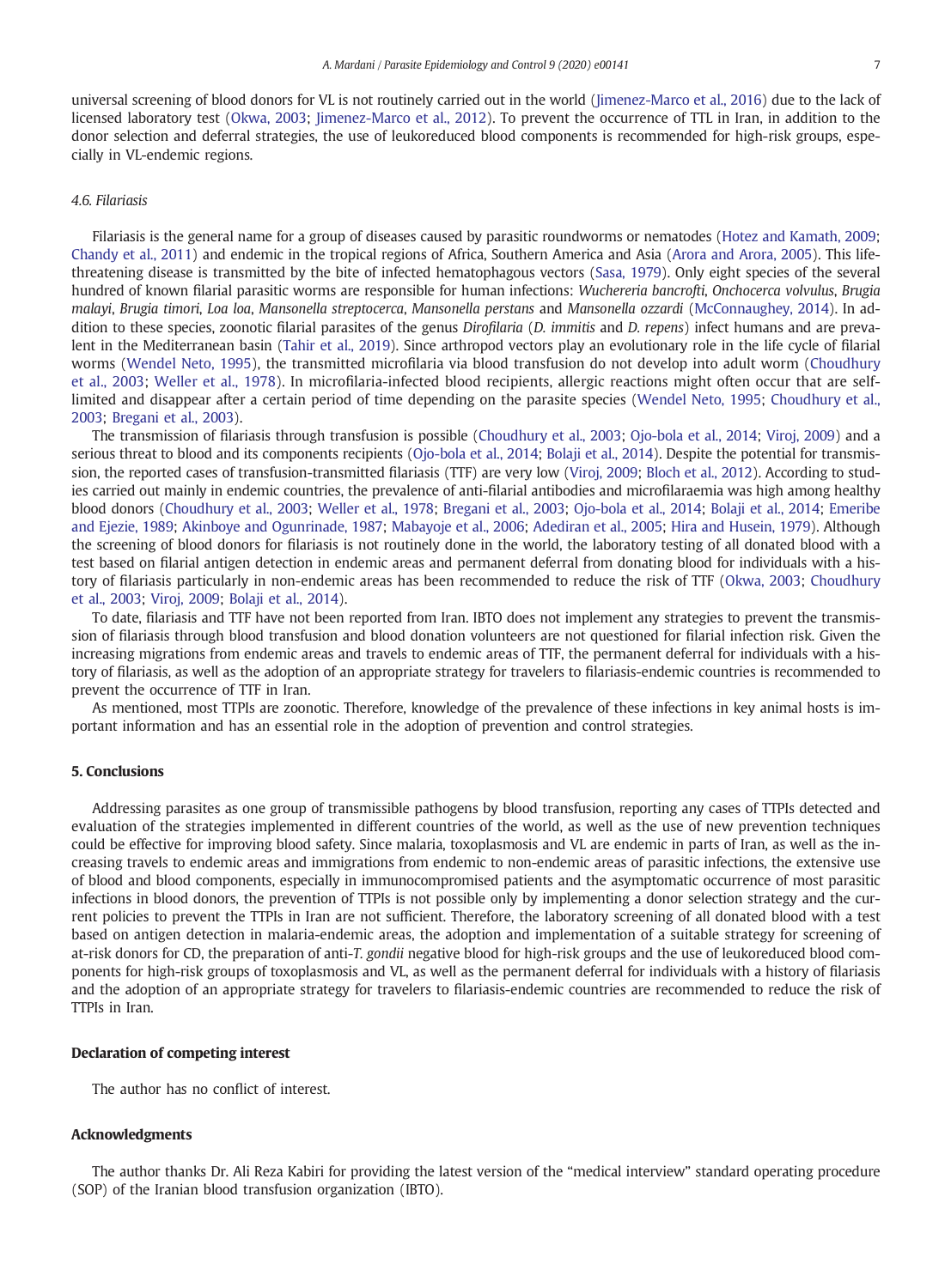universal screening of blood donors for VL is not routinely carried out in the world (Jimenez-Marco et al., 2016) due to the lack of licensed laboratory test (Okwa, 2003; Jimenez-Marco et al., 2012). To prevent the occurrence of TTL in Iran, in addition to the donor selection and deferral strategies, the use of leukoreduced blood components is recommended for high-risk groups, especially in VL-endemic regions.

### 4.6. Filariasis

Filariasis is the general name for a group of diseases caused by parasitic roundworms or nematodes (Hotez and Kamath, 2009; Chandy et al., 2011) and endemic in the tropical regions of Africa, Southern America and Asia (Arora and Arora, 2005). This life-threatening disease is transmitted by the bite of infected hematophagous vectors (Sasa, 1979). Only eight species of the several hundred of known filarial parasitic worms are responsible for human infections: *Wuchereria bancrofti*, *Onchocerca volvulus*, *Brugia malayi*, *Brugia timori*, *Loa loa*, *Mansonella streptocerca*, *Mansonella perstans* and *Mansonella ozzardi* (McConnaughey, 2014). In addition to these species, zoonotic filarial parasites of the genus *Dirofilaria* (*D. immitis* and *D. repens*) infect humans and are prevalent in the Mediterranean basin (Tahir et al., 2019). Since arthropod vectors play an evolutionary role in the life cycle of filarial worms (Wendel Neto, 1995), the transmitted microfilaria via blood transfusion do not develop into adult worm (Choudhury et al., 2003; Weller et al., 1978). In microfilaria-infected blood recipients, allergic reactions might often occur that are self-limited and disappear after a certain period of time depending on the parasite species (Wendel Neto, 1995; Choudhury et al., 2003; Bregani et al., 2003).

The transmission of filariasis through transfusion is possible (Choudhury et al., 2003; Ojo-bola et al., 2014; Viroj, 2009) and a serious threat to blood and its components recipients (Ojo-bola et al., 2014; Bolaji et al., 2014). Despite the potential for transmission, the reported cases of transfusion-transmitted filariasis (TTF) are very low (Viroj, 2009; Bloch et al., 2012). According to studies carried out mainly in endemic countries, the prevalence of anti-filarial antibodies and microfilaraemia was high among healthy blood donors (Choudhury et al., 2003; Weller et al., 1978; Bregani et al., 2003; Ojo-bola et al., 2014; Bolaji et al., 2014; Emeribe and Ejezie, 1989; Akinboye and Ogunrinade, 1987; Mabayoje et al., 2006; Adediran et al., 2005; Hira and Husein, 1979). Although the screening of blood donors for filariasis is not routinely done in the world, the laboratory testing of all donated blood with a test based on filarial antigen detection in endemic areas and permanent deferral from donating blood for individuals with a history of filariasis particularly in non-endemic areas has been recommended to reduce the risk of TTF (Okwa, 2003; Choudhury et al., 2003; Viroj, 2009; Bolaji et al., 2014).

To date, filariasis and TTF have not been reported from Iran. IBTO does not implement any strategies to prevent the transmission of filariasis through blood transfusion and blood donation volunteers are not questioned for filarial infection risk. Given the increasing migrations from endemic areas and travels to endemic areas of TTF, the permanent deferral for individuals with a history of filariasis, as well as the adoption of an appropriate strategy for travelers to filariasis-endemic countries is recommended to prevent the occurrence of TTF in Iran.

As mentioned, most TTPIs are zoonotic. Therefore, knowledge of the prevalence of these infections in key animal hosts is important information and has an essential role in the adoption of prevention and control strategies.

## 5. Conclusions

Addressing parasites as one group of transmissible pathogens by blood transfusion, reporting any cases of TTPIs detected and evaluation of the strategies implemented in different countries of the world, as well as the use of new prevention techniques could be effective for improving blood safety. Since malaria, toxoplasmosis and VL are endemic in parts of Iran, as well as the increasing travels to endemic areas and immigrations from endemic to non-endemic areas of parasitic infections, the extensive use of blood and blood components, especially in immunocompromised patients and the asymptomatic occurrence of most parasitic infections in blood donors, the prevention of TTPIs is not possible only by implementing a donor selection strategy and the current policies to prevent the TTPIs in Iran are not sufficient. Therefore, the laboratory screening of all donated blood with a test based on antigen detection in malaria-endemic areas, the adoption and implementation of a suitable strategy for screening of at-risk donors for CD, the preparation of anti-*T. gondii* negative blood for high-risk groups and the use of leukoreduced blood components for high-risk groups of toxoplasmosis and VL, as well as the permanent deferral for individuals with a history of filariasis and the adoption of an appropriate strategy for travelers to filariasis-endemic countries are recommended to reduce the risk of TTPIs in Iran.

## Declaration of competing interest

The author has no conflict of interest.

## Acknowledgments

The author thanks Dr. Ali Reza Kabiri for providing the latest version of the "medical interview" standard operating procedure (SOP) of the Iranian blood transfusion organization (IBTO).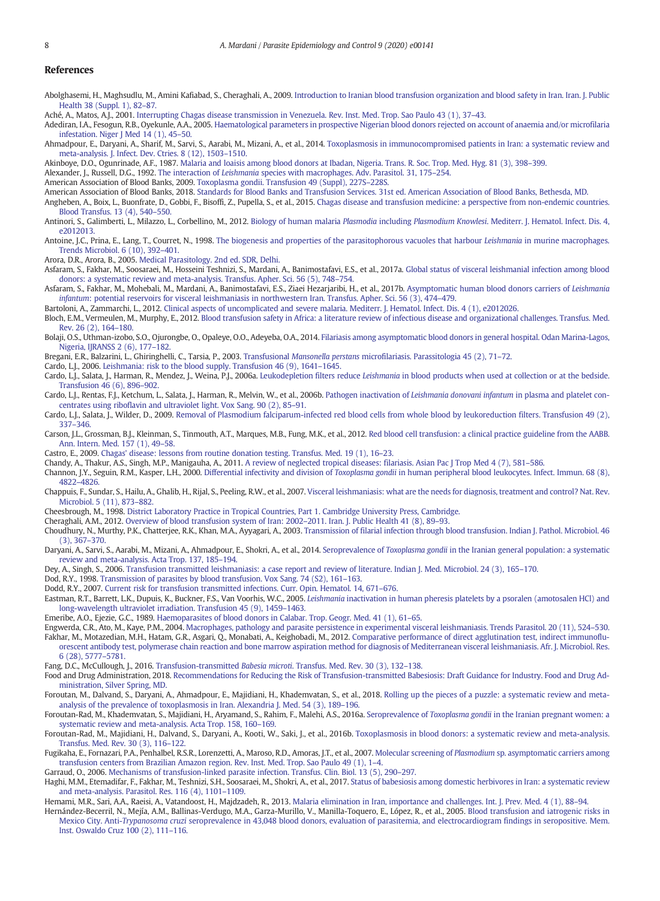## References

Abolghasemi, H., Maghsudlu, M., Amini Kafiabad, S., Cheraghali, A., 2009. Introduction to Iranian blood transfusion organization and blood safety in Iran. Iran. J. Public Health 38 (Suppl. 1), 82–87.

Aché, A., Matos, A.J., 2001. Interrupting Chagas disease transmission in Venezuela. Rev. Inst. Med. Trop. Sao Paulo 43 (1), 37–43.

Adediran, I.A., Fesogun, R.B., Oyekunle, A.A., 2005. Haematological parameters in prospective Nigerian blood donors rejected on account of anaemia and/or microfilaria infestation. Niger J Med 14 (1), 45–50.

Ahmadpour, E., Daryani, A., Sharif, M., Sarvi, S., Aarabi, M., Mizani, A., et al., 2014. Toxoplasmosis in immunocompromised patients in Iran: a systematic review and meta-analysis. J. Infect. Dev. Ctries. 8 (12), 1503–1510.

Akinboye, D.O., Ogunrinade, A.F., 1987. Malaria and loaisis among blood donors at Ibadan, Nigeria. Trans. R. Soc. Trop. Med. Hyg. 81 (3), 398–399.

Alexander, J., Russell, D.G., 1992. The interaction of *Leishmania* species with macrophages. Adv. Parasitol. 31, 175–254.

American Association of Blood Banks, 2009. Toxoplasma gondii. Transfusion 49 (Suppl), 227S–228S.

American Association of Blood Banks, 2018. Standards for Blood Banks and Transfusion Services. 31st ed. American Association of Blood Banks, Bethesda, MD.

Angheben, A., Boix, L., Buonfrate, D., Gobbi, F., Bisoffi, Z., Pupella, S., et al., 2015. Chagas disease and transfusion medicine: a perspective from non-endemic countries. Blood Transfus. 13 (4), 540–550.

Antinori, S., Galimberti, L., Milazzo, L., Corbellino, M., 2012. Biology of human malaria *Plasmodia* including *Plasmodium Knowlesi*. Mediterr. J. Hematol. Infect. Dis. 4, e2012013.

Antoine, J.C., Prina, E., Lang, T., Courret, N., 1998. The biogenesis and properties of the parasitophorous vacuoles that harbour *Leishmania* in murine macrophages. Trends Microbiol. 6 (10), 392–401.

Arora, D.R., Arora, B., 2005. Medical Parasitology. 2nd ed. SDR, Delhi.

Asfaram, S., Fakhar, M., Soosaraei, M., Hosseini Teshnizi, S., Mardani, A., Banimostafavi, E.S., et al., 2017a. Global status of visceral leishmanial infection among blood donors: a systematic review and meta-analysis. Transfus. Apher. Sci. 56 (5), 748–754.

Asfaram, S., Fakhar, M., Mohebali, M., Mardani, A., Banimostafavi, E.S., Ziaei Hezarjaribi, H., et al., 2017b. Asymptomatic human blood donors carriers of *Leishmania infantum*: potential reservoirs for visceral leishmaniasis in northwestern Iran. Transfus. Apher. Sci. 56 (3), 474–479.

Bartoloni, A., Zammarchi, L., 2012. Clinical aspects of uncomplicated and severe malaria. Mediterr. J. Hematol. Infect. Dis. 4 (1), e2012026.

Bloch, E.M., Vermeulen, M., Murphy, E., 2012. Blood transfusion safety in Africa: a literature review of infectious disease and organizational challenges. Transfus. Med. Rev. 26 (2), 164–180.

Bolaji, O.S., Uthman-izobo, S.O., Ojurongbe, O., Opaleye, O.O., Adeyeba, O.A., 2014. Filariasis among asymptomatic blood donors in general hospital. Odan Marina-Lagos, Nigeria, IJRANSS 2 (6), 177–182.

Bregani, E.R., Balzarini, L., Ghiringhelli, C., Tarsia, P., 2003. Transfusional *Mansonella perstans* microfilariasis. Parassitologia 45 (2), 71–72.

Cardo, L.J., 2006. Leishmania: risk to the blood supply. Transfusion 46 (9), 1641–1645.

Cardo, L.J., Salata, J., Harman, R., Mendez, J., Weina, P.J., 2006a. Leukodepletion filters reduce *Leishmania* in blood products when used at collection or at the bedside. Transfusion 46 (6), 896–902.

Cardo, L.J., Rentas, F.J., Ketchum, L., Salata, J., Harman, R., Melvin, W., et al., 2006b. Pathogen inactivation of *Leishmania donovani infantum* in plasma and platelet concentrates using riboflavin and ultraviolet light. Vox Sang. 90 (2), 85–91.

Cardo, L.J., Salata, J., Wilder, D., 2009. Removal of Plasmodium falciparum-infected red blood cells from whole blood by leukoreduction filters. Transfusion 49 (2), 337–346.

Carson, J.L., Grossman, B.J., Kleinman, S., Tinmouth, A.T., Marques, M.B., Fung, M.K., et al., 2012. Red blood cell transfusion: a clinical practice guideline from the AABB. Ann. Intern. Med. 157 (1), 49–58.

Castro, E., 2009. Chagas' disease: lessons from routine donation testing. Transfus. Med. 19 (1), 16–23.

Chandy, A., Thakur, A.S., Singh, M.P., Manigauha, A., 2011. A review of neglected tropical diseases: filariasis. Asian Pac J Trop Med 4 (7), 581–586.

Channon, J.Y., Seguin, R.M., Kasper, L.H., 2000. Differential infectivity and division of *Toxoplasma gondii* in human peripheral blood leukocytes. Infect. Immun. 68 (8), 4822–4826.

Chappuis, F., Sundar, S., Hailu, A., Ghalib, H., Rijal, S., Peeling, R.W., et al., 2007. Visceral leishmaniasis: what are the needs for diagnosis, treatment and control? Nat. Rev. Microbiol. 5 (11), 873–882.

Cheesbrough, M., 1998. District Laboratory Practice in Tropical Countries, Part 1. Cambridge University Press, Cambridge.

Cheraghali, A.M., 2012. Overview of blood transfusion system of Iran: 2002–2011. Iran. J. Public Health 41 (8), 89–93.

Choudhury, N., Murthy, P.K., Chatterjee, R.K., Khan, M.A., Ayyagari, A., 2003. Transmission of filarial infection through blood transfusion. Indian J. Pathol. Microbiol. 46 (3), 367–370.

Daryani, A., Sarvi, S., Aarabi, M., Mizani, A., Ahmadpour, E., Shokri, A., et al., 2014. Seroprevalence of *Toxoplasma gondii* in the Iranian general population: a systematic review and meta-analysis. Acta Trop. 137, 185–194.

Dey, A., Singh, S., 2006. Transfusion transmitted leishmaniasis: a case report and review of literature. Indian J. Med. Microbiol. 24 (3), 165–170.

Dod, R.Y., 1998. Transmission of parasites by blood transfusion. Vox Sang. 74 (S2), 161–163.

Dodd, R.Y., 2007. Current risk for transfusion transmitted infections. Curr. Opin. Hematol. 14, 671–676.

Eastman, R.T., Barrett, L.K., Dupuis, K., Buckner, F.S., Van Voorhis, W.C., 2005. *Leishmania* inactivation in human pheresis platelets by a psoralen (amotosalen HCl) and long-wavelength ultraviolet irradiation. Transfusion 45 (9), 1459–1463.

Emeribe, A.O., Ejezie, G.C., 1989. Haemoparasites of blood donors in Calabar. Trop. Geogr. Med. 41 (1), 61–65.

Engwerda, C.R., Ato, M., Kaye, P.M., 2004. Macrophages, pathology and parasite persistence in experimental visceral leishmaniasis. Trends Parasitol. 20 (11), 524–530.

Fakhar, M., Motazedian, M.H., Hatam, G.R., Asgari, Q., Monabati, A., Keighobadi, M., 2012. Comparative performance of direct agglutination test, indirect immunofluorescent antibody test, polymerase chain reaction and bone marrow aspiration method for diagnosis of Mediterranean visceral leishmaniasis. Afr. J. Microbiol. Res. 6 (28), 5777–5781.

Fang, D.C., McCullough, J., 2016. Transfusion-transmitted *Babesia microti*. Transfus. Med. Rev. 30 (3), 132–138.

Food and Drug Administration, 2018. Recommendations for Reducing the Risk of Transfusion-transmitted Babesiosis: Draft Guidance for Industry. Food and Drug Administration, Silver Spring, MD.

Foroutan, M., Dalvand, S., Daryani, A., Ahmadpour, E., Majidiani, H., Khademvatan, S., et al., 2018. Rolling up the pieces of a puzzle: a systematic review and meta-analysis of the prevalence of toxoplasmosis in Iran. Alexandria J. Med. 54 (3), 189–196.

Foroutan-Rad, M., Khademvatan, S., Majidiani, H., Aryamand, S., Rahim, F., Malehi, A.S., 2016a. Seroprevalence of *Toxoplasma gondii* in the Iranian pregnant women: a systematic review and meta-analysis. Acta Trop. 158, 160–169.

Foroutan-Rad, M., Majidiani, H., Dalvand, S., Daryani, A., Kooti, W., Saki, J., et al., 2016b. Toxoplasmosis in blood donors: a systematic review and meta-analysis. Transfus. Med. Rev. 30 (3), 116–122.

Fugikaha, E., Fornazari, P.A., Penhalbel, R.S.R., Lorenzetti, A., Maroso, R.D., Amoras, J.T., et al., 2007. Molecular screening of *Plasmodium* sp. asymptomatic carriers among transfusion centers from Brazilian Amazon region. Rev. Inst. Med. Trop. Sao Paulo 49 (1), 1–4.

Garraud, O., 2006. Mechanisms of transfusion-linked parasite infection. Transfus. Clin. Biol. 13 (5), 290–297.

Haghi, M.M., Etemadifar, F., Fakhar, M., Teshnizi, S.H., Soosaraei, M., Shokri, A., et al., 2017. Status of babesiosis among domestic herbivores in Iran: a systematic review and meta-analysis. Parasitol. Res. 116 (4), 1101–1109.

Hemami, M.R., Sari, A.A., Raeisi, A., Vatandoost, H., Majdzadeh, R., 2013. Malaria elimination in Iran, importance and challenges. Int. J. Prev. Med. 4 (1), 88–94.

Hernández-Becerril, N., Mejía, A.M., Ballinas-Verdugo, M.A., Garza-Murillo, V., Manilla-Toquero, E., López, R., et al., 2005. Blood transfusion and iatrogenic risks in Mexico City. Anti-*Trypanosoma cruzi* seroprevalence in 43,048 blood donors, evaluation of parasitemia, and electrocardiogram findings in seropositive. Mem. Inst. Oswaldo Cruz 100 (2), 111–116.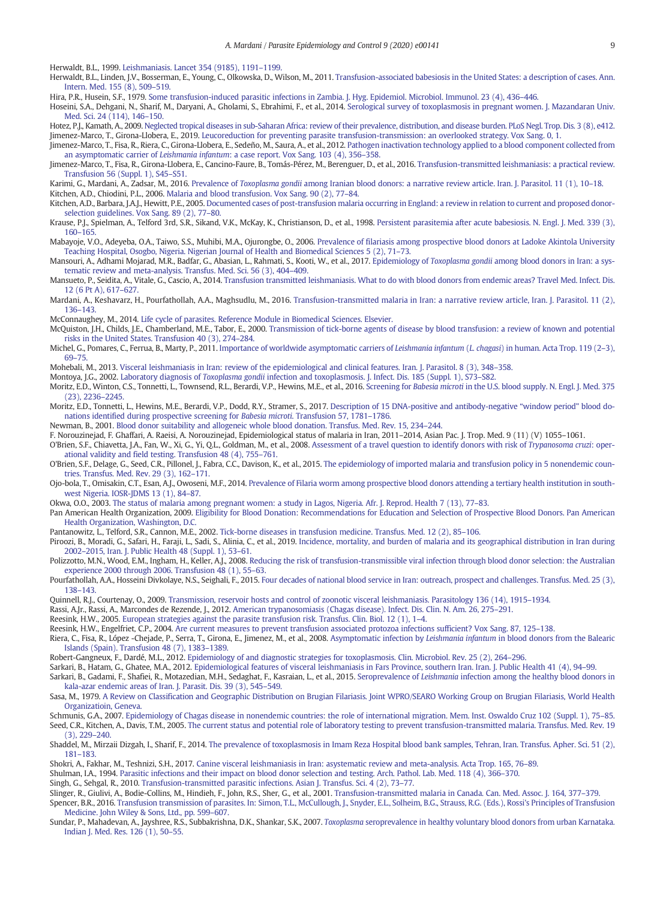Herwaldt, B.L., 1999. Leishmaniasis. Lancet 354 (9185), 1191–1199.

Herwaldt, B.L., Linden, J.V., Bosserman, E., Young, C., Olkowska, D., Wilson, M., 2011. Transfusion-associated babesiosis in the United States: a description of cases. Ann. Intern. Med. 155 (8), 509–519.

Hira, P.R., Husein, S.F., 1979. Some transfusion-induced parasitic infections in Zambia. J. Hyg. Epidemiol. Microbiol. Immunol. 23 (4), 436–446.

Hoseini, S.A., Dehghani, N., Sharif, M., Daryani, A., Gholami, S., Ebrahimi, F., et al., 2014. Serological survey of toxoplasmosis in pregnant women. J. Mazandaran Univ. Med. Sci. 24 (114), 146–150.

Hotez, P.J., Kamath, A., 2009. Neglected tropical diseases in sub-Saharan Africa: review of their prevalence, distribution, and disease burden. PLoS Negl. Trop. Dis. 3 (8), e412.

Jimenez-Marco, T., Girona-Llobera, E., 2019. Leucoreduction for preventing parasite transfusion-transmission: an overlooked strategy. Vox Sang. 0, 1.

Jimenez-Marco, T., Fisa, R., Riera, C., Girona-Llobera, E., Sedeño, M., Saura, A., et al., 2012. Pathogen inactivation technology applied to a blood component collected from an asymptomatic carrier of *Leishmania infantum*: a case report. Vox Sang. 103 (4), 356–358.

Jimenez-Marco, T., Fisa, R., Girona-Llobera, E., Cancino-Faure, B., Tomás-Pérez, M., Berenguer, D., et al., 2016. Transfusion-transmitted leishmaniasis: a practical review. Transfusion 56 (Suppl. 1), S45–S51.

Karimi, G., Mardani, A., Zadsar, M., 2016. Prevalence of *Toxoplasma gondii* among Iranian blood donors: a narrative review article. Iran. J. Parasitol. 11 (1), 10–18.

Kitchen, A.D., Chiodini, P.L., 2006. Malaria and blood transfusion. Vox Sang. 90 (2), 77–84.

Kitchen, A.D., Barbara, J.A.J., Hewitt, P.E., 2005. Documented cases of post-transfusion malaria occurring in England: a review in relation to current and proposed donor-selection guidelines. Vox Sang. 89 (2), 77–80.

Krause, P.J., Spielman, A., Telford 3rd, S.R., Sikand, V.K., McKay, K., Christianson, D., et al., 1998. Persistent parasitemia after acute babesiosis. N. Engl. J. Med. 339 (3), 160–165.

Mabayoje, V.O., Adeyeba, O.A., Taiwo, S.S., Muhibi, M.A., Ojurongbe, O., 2006. Prevalence of filariasis among prospective blood donors at Ladoke Akintola University Teaching Hospital, Osogbo, Nigeria. Nigerian Journal of Health and Biomedical Sciences 5 (2), 71–73.

Mansouri, A., Adhami Mojarad, M.R., Badfar, G., Abasian, L., Rahmati, S., Kooti, W., et al., 2017. Epidemiology of *Toxoplasma gondii* among blood donors in Iran: a systematic review and meta-analysis. Transfus. Med. Sci. 56 (3), 404–409.

Mansueto, P., Seidita, A., Vitale, G., Cascio, A., 2014. Transfusion transmitted leishmaniasis. What to do with blood donors from endemic areas? Travel Med. Infect. Dis. 12 (6 Pt A), 617–627.

Mardani, A., Keshavarz, H., Pourfathollah, A.A., Maghsudlu, M., 2016. Transfusion-transmitted malaria in Iran: a narrative review article. Iran. J. Parasitol. 11 (2), 136–143.

McConnaughey, M., 2014. Life cycle of parasites. Reference Module in Biomedical Sciences. Elsevier.

McQuiston, J.H., Childs, J.E., Chamberland, M.E., Tabor, E., 2000. Transmission of tick-borne agents of disease by blood transfusion: a review of known and potential risks in the United States. Transfusion 40 (3), 274–284.

Michel, G., Pomares, C., Ferrua, B., Marty, P., 2011. Importance of worldwide asymptomatic carriers of *Leishmania infantum* (*L. chagasi*) in human. Acta Trop. 119 (2–3), 69–75.

Mohebali, M., 2013. Visceral leishmaniasis in Iran: review of the epidemiological and clinical features. Iran. J. Parasitol. 8 (3), 348–358.

Montoya, J.G., 2002. Laboratory diagnosis of *Toxoplasma gondii* infection and toxoplasmosis. J. Infect. Dis. 185 (Suppl. 1), S73–S82.

Moritz, E.D., Winton, C.S., Tonnetti, L., Townsend, R.L., Berardi, V.P., Hewins, M.E., et al., 2016. Screening for *Babesia microti* in the U.S. blood supply. N. Engl. J. Med. 375 (23), 2236–2245.

Moritz, E.D., Tonnetti, L., Hewins, M.E., Berardi, V.P., Dodd, R.Y., Stramer, S., 2017. Description of 15 DNA-positive and antibody-negative "window period" blood donations identified during prospective screening for *Babesia microti*. Transfusion 57, 1781–1786.

Newman, B., 2001. Blood donor suitability and allogeneic whole blood donation. Transfus. Med. Rev. 15, 234–244.

F. Norouzinejad, F. Ghaffari, A. Raeisi, A. Norouzinejad, Epidemiological status of malaria in Iran, 2011–2014, Asian Pac. J. Trop. Med. 9 (11) (V) 1055–1061.

O'Brien, S.F., Chiavetta, J.A., Fan, W., Xi, G., Yi, Q.L., Goldman, M., et al., 2008. Assessment of a travel question to identify donors with risk of *Trypanosoma cruzi*: operational validity and field testing. Transfusion 48 (4), 755–761.

O'Brien, S.F., Delage, G., Seed, C.R., Pillonel, J., Fabra, C.C., Davison, K., et al., 2015. The epidemiology of imported malaria and transfusion policy in 5 nonendemic countries. Transfus. Med. Rev. 29 (3), 162–171.

Ojo-bola, T., Omisakin, C.T., Esan, A.J., Owoseni, M.F., 2014. Prevalence of Filaria worm among prospective blood donors attending a tertiary health institution in southwest Nigeria. IOSR-JDMS 13 (1), 84–87.

Okwa, O.O., 2003. The status of malaria among pregnant women: a study in Lagos, Nigeria. Afr. J. Reprod. Health 7 (13), 77–83.

Pan American Health Organization, 2009. Eligibility for Blood Donation: Recommendations for Education and Selection of Prospective Blood Donors. Pan American Health Organization, Washington, D.C.

Pantanowitz, L., Telford, S.R., Cannon, M.E., 2002. Tick-borne diseases in transfusion medicine. Transfus. Med. 12 (2), 85–106.

Piroozi, B., Moradi, G., Safari, H., Faraji, L., Sadi, S., Alinia, C., et al., 2019. Incidence, mortality, and burden of malaria and its geographical distribution in Iran during 2002–2015, Iran. J. Public Health 48 (Suppl. 1), 53–61.

Polizzotto, M.N., Wood, E.M., Ingham, H., Keller, A.J., 2008. Reducing the risk of transfusion-transmissible viral infection through blood donor selection: the Australian experience 2000 through 2006. Transfusion 48 (1), 55–63.

Pourfathollah, A.A., Hosseini Divkolaye, N.S., Seighali, F., 2015. Four decades of national blood service in Iran: outreach, prospect and challenges. Transfus. Med. 25 (3), 138–143.

Quinnell, R.J., Courtenay, O., 2009. Transmission, reservoir hosts and control of zoonotic visceral leishmaniasis. Parasitology 136 (14), 1915–1934.

Rassi, A.Jr., Rassi, A., Marcondes de Rezende, J., 2012. American trypanosomiasis (Chagas disease). Infect. Dis. Clin. N. Am. 26, 275–291.

Reesink, H.W., 2005. European strategies against the parasite transfusion risk. Transfus. Clin. Biol. 12 (1), 1–4.

Reesink, H.W., Engelfriet, C.P., 2004. Are current measures to prevent transfusion associated protozoa infections sufficient? Vox Sang. 87, 125–138.

Riera, C., Fisa, R., López -Chejade, P., Serra, T., Girona, E., Jimenez, M., et al., 2008. Asymptomatic infection by *Leishmania infantum* in blood donors from the Balearic Islands (Spain). Transfusion 48 (7), 1383–1389.

Robert-Gangneux, F., Dardé, M.L., 2012. Epidemiology of and diagnostic strategies for toxoplasmosis. Clin. Microbiol. Rev. 25 (2), 264–296.

Sarkari, B., Hatam, G., Ghatee, M.A., 2012. Epidemiological features of visceral leishmaniasis in Fars Province, southern Iran. Iran. J. Public Health 41 (4), 94–99.

Sarkari, B., Gadami, F., Shafiei, R., Motazedian, M.H., Sedaghat, F., Kasraian, L., et al., 2015. Seroprevalence of *Leishmania* infection among the healthy blood donors in kala-azar endemic areas of Iran. J. Parasit. Dis. 39 (3), 545–549.

Sasa, M., 1979. A Review on Classification and Geographic Distribution on Brugian Filariasis. Joint WPRO/SEARO Working Group on Brugian Filariasis, World Health Organizatioin, Geneva.

Schmunis, G.A., 2007. Epidemiology of Chagas disease in nonendemic countries: the role of international migration. Mem. Inst. Oswaldo Cruz 102 (Suppl. 1), 75–85.

Seed, C.R., Kitchen, A., Davis, T.M., 2005. The current status and potential role of laboratory testing to prevent transfusion-transmitted malaria. Transfus. Med. Rev. 19 (3), 229–240.

Shaddel, M., Mirzaii Dizgah, I., Sharif, F., 2014. The prevalence of toxoplasmosis in Imam Reza Hospital blood bank samples, Tehran, Iran. Transfus. Apher. Sci. 51 (2), 181–183.

Shokri, A., Fakhar, M., Teshnizi, S.H., 2017. Canine visceral leishmaniasis in Iran: asystematic review and meta-analysis. Acta Trop. 165, 76–89.

Shulman, I.A., 1994. Parasitic infections and their impact on blood donor selection and testing. Arch. Pathol. Lab. Med. 118 (4), 366–370.

Singh, G., Sehgal, R., 2010. Transfusion-transmitted parasitic infections. Asian J. Transfus. Sci. 4 (2), 73–77.

Slinger, R., Giulivi, A., Bodie-Collins, M., Hindieh, F., John, R.S., Sher, G., et al., 2001. Transfusion-transmitted malaria in Canada. Can. Med. Assoc. J. 164, 377–379.

Spencer, B.R., 2016. Transfusion transmission of parasites. In: Simon, T.L., McCullough, J., Snyder, E.L., Solheim, B.G., Strauss, R.G. (Eds.), Rossi's Principles of Transfusion Medicine. John Wiley & Sons, Ltd., pp. 599–607.

Sundar, P., Mahadevan, A., Jayshree, R.S., Subbakrishna, D.K., Shankar, S.K., 2007. *Toxoplasma* seroprevalence in healthy voluntary blood donors from urban Karnataka. Indian J. Med. Res. 126 (1), 50–55.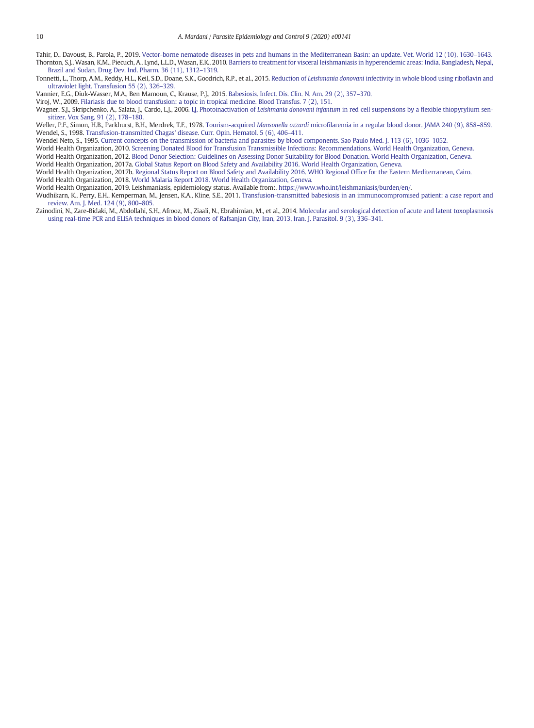Tahir, D., Davoust, B., Parola, P., 2019. Vector-borne nematode diseases in pets and humans in the Mediterranean Basin: an update. Vet. World 12 (10), 1630–1643.

Thornton, S.J., Wasan, K.M., Piecuch, A., Lynd, L.L.D., Wasan, E.K., 2010. Barriers to treatment for visceral leishmaniasis in hyperendemic areas: India, Bangladesh, Nepal, Brazil and Sudan. Drug Dev. Ind. Pharm. 36 (11), 1312–1319.

Tonnetti, L., Thorp, A.M., Reddy, H.L., Keil, S.D., Doane, S.K., Goodrich, R.P., et al., 2015. Reduction of *Leishmania donovani* infectivity in whole blood using riboflavin and ultraviolet light. Transfusion 55 (2), 326–329.

Vannier, E.G., Diuk-Wasser, M.A., Ben Mamoun, C., Krause, P.J., 2015. Babesiosis. Infect. Dis. Clin. N. Am. 29 (2), 357–370.

Viroj, W., 2009. Filariasis due to blood transfusion: a topic in tropical medicine. Blood Transfus. 7 (2), 151.

Wagner, S.J., Skripchenko, A., Salata, J., Cardo, L.J., 2006. LJ, Photoinactivation of *Leishmania donovani infantum* in red cell suspensions by a flexible thiopyrylium sensitizer. Vox Sang. 91 (2), 178–180.

Weller, P.F., Simon, H.B., Parkhurst, B.H., Merdrek, T.F., 1978. Tourism-acquired *Mansonella ozzardi* microfilaremia in a regular blood donor. JAMA 240 (9), 858–859.

Wendel, S., 1998. Transfusion-transmitted Chagas' disease. Curr. Opin. Hematol. 5 (6), 406–411.

Wendel Neto, S., 1995. Current concepts on the transmission of bacteria and parasites by blood components. Sao Paulo Med. J. 113 (6), 1036–1052.

World Health Organization, 2010. Screening Donated Blood for Transfusion Transmissible Infections: Recommendations. World Health Organization, Geneva.

World Health Organization, 2012. Blood Donor Selection: Guidelines on Assessing Donor Suitability for Blood Donation. World Health Organization, Geneva.

World Health Organization, 2017a. Global Status Report on Blood Safety and Availability 2016. World Health Organization, Geneva.

World Health Organization, 2017b. Regional Status Report on Blood Safety and Availability 2016. WHO Regional Office for the Eastern Mediterranean, Cairo.

World Health Organization, 2018. World Malaria Report 2018. World Health Organization, Geneva.

World Health Organization, 2019. Leishmaniasis, epidemiology status. Available from:. https://www.who.int/leishmaniasis/burden/en/.

Wudhikarn, K., Perry, E.H., Kemperman, M., Jensen, K.A., Kline, S.E., 2011. Transfusion-transmitted babesiosis in an immunocompromised patient: a case report and review. Am. J. Med. 124 (9), 800–805.

Zainodini, N., Zare-Bidaki, M., Abdollahi, S.H., Afrooz, M., Ziaali, N., Ebrahimian, M., et al., 2014. Molecular and serological detection of acute and latent toxoplasmosis using real-time PCR and ELISA techniques in blood donors of Rafsanjan City, Iran, 2013, Iran. J. Parasitol. 9 (3), 336–341.